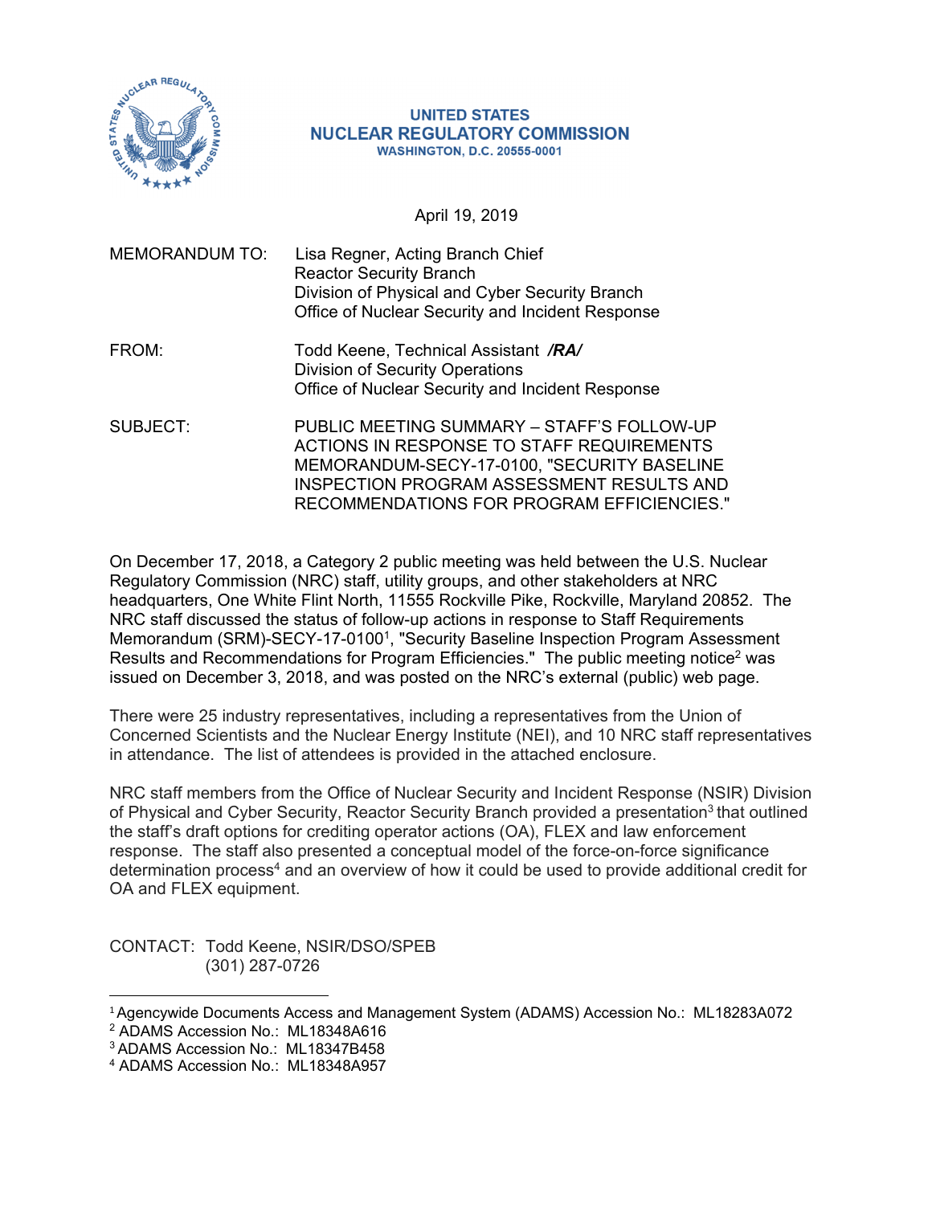**UNITED STATES**
**NUCLEAR REGULATORY COMMISSION**
WASHINGTON, D.C. 20555-0001

April 19, 2019

MEMORANDUM TO: Lisa Regner, Acting Branch Chief
Reactor Security Branch
Division of Physical and Cyber Security Branch
Office of Nuclear Security and Incident Response

FROM: Todd Keene, Technical Assistant ***/RA/***
Division of Security Operations
Office of Nuclear Security and Incident Response

SUBJECT: PUBLIC MEETING SUMMARY – STAFF'S FOLLOW-UP ACTIONS IN RESPONSE TO STAFF REQUIREMENTS MEMORANDUM-SECY-17-0100, "SECURITY BASELINE INSPECTION PROGRAM ASSESSMENT RESULTS AND RECOMMENDATIONS FOR PROGRAM EFFICIENCIES."

On December 17, 2018, a Category 2 public meeting was held between the U.S. Nuclear Regulatory Commission (NRC) staff, utility groups, and other stakeholders at NRC headquarters, One White Flint North, 11555 Rockville Pike, Rockville, Maryland 20852. The NRC staff discussed the status of follow-up actions in response to Staff Requirements Memorandum (SRM)-SECY-17-0100[1], "Security Baseline Inspection Program Assessment Results and Recommendations for Program Efficiencies." The public meeting notice[2] was issued on December 3, 2018, and was posted on the NRC's external (public) web page.

There were 25 industry representatives, including a representatives from the Union of Concerned Scientists and the Nuclear Energy Institute (NEI), and 10 NRC staff representatives in attendance. The list of attendees is provided in the attached enclosure.

NRC staff members from the Office of Nuclear Security and Incident Response (NSIR) Division of Physical and Cyber Security, Reactor Security Branch provided a presentation[3] that outlined the staff's draft options for crediting operator actions (OA), FLEX and law enforcement response. The staff also presented a conceptual model of the force-on-force significance determination process[4] and an overview of how it could be used to provide additional credit for OA and FLEX equipment.

CONTACT: Todd Keene, NSIR/DSO/SPEB
(301) 287-0726

---

[1] Agencywide Documents Access and Management System (ADAMS) Accession No.: ML18283A072
[2] ADAMS Accession No.: ML18348A616
[3] ADAMS Accession No.: ML18347B458
[4] ADAMS Accession No.: ML18348A957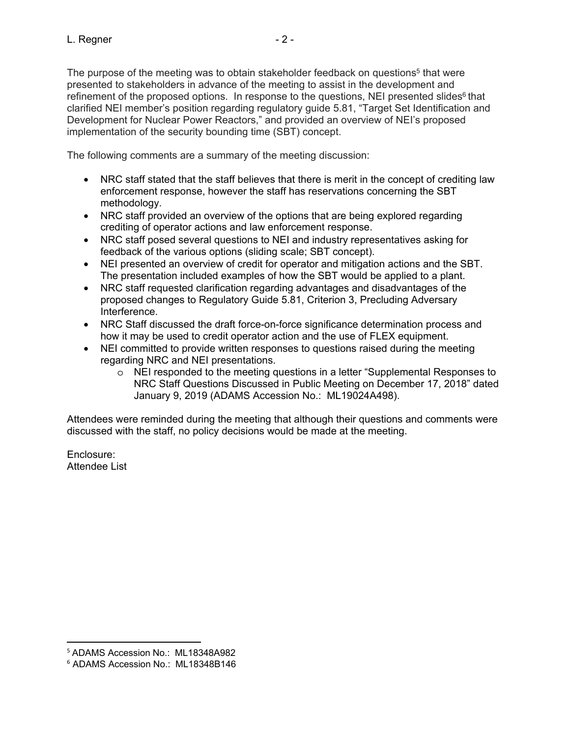The purpose of the meeting was to obtain stakeholder feedback on questions[5] that were presented to stakeholders in advance of the meeting to assist in the development and refinement of the proposed options. In response to the questions, NEI presented slides[6] that clarified NEI member's position regarding regulatory guide 5.81, "Target Set Identification and Development for Nuclear Power Reactors," and provided an overview of NEI's proposed implementation of the security bounding time (SBT) concept.

The following comments are a summary of the meeting discussion:

- NRC staff stated that the staff believes that there is merit in the concept of crediting law enforcement response, however the staff has reservations concerning the SBT methodology.
- NRC staff provided an overview of the options that are being explored regarding crediting of operator actions and law enforcement response.
- NRC staff posed several questions to NEI and industry representatives asking for feedback of the various options (sliding scale; SBT concept).
- NEI presented an overview of credit for operator and mitigation actions and the SBT. The presentation included examples of how the SBT would be applied to a plant.
- NRC staff requested clarification regarding advantages and disadvantages of the proposed changes to Regulatory Guide 5.81, Criterion 3, Precluding Adversary Interference.
- NRC Staff discussed the draft force-on-force significance determination process and how it may be used to credit operator action and the use of FLEX equipment.
- NEI committed to provide written responses to questions raised during the meeting regarding NRC and NEI presentations.
    - NEI responded to the meeting questions in a letter "Supplemental Responses to NRC Staff Questions Discussed in Public Meeting on December 17, 2018" dated January 9, 2019 (ADAMS Accession No.: ML19024A498).

Attendees were reminded during the meeting that although their questions and comments were discussed with the staff, no policy decisions would be made at the meeting.

Enclosure:
Attendee List

---

[5] ADAMS Accession No.: ML18348A982

[6] ADAMS Accession No.: ML18348B146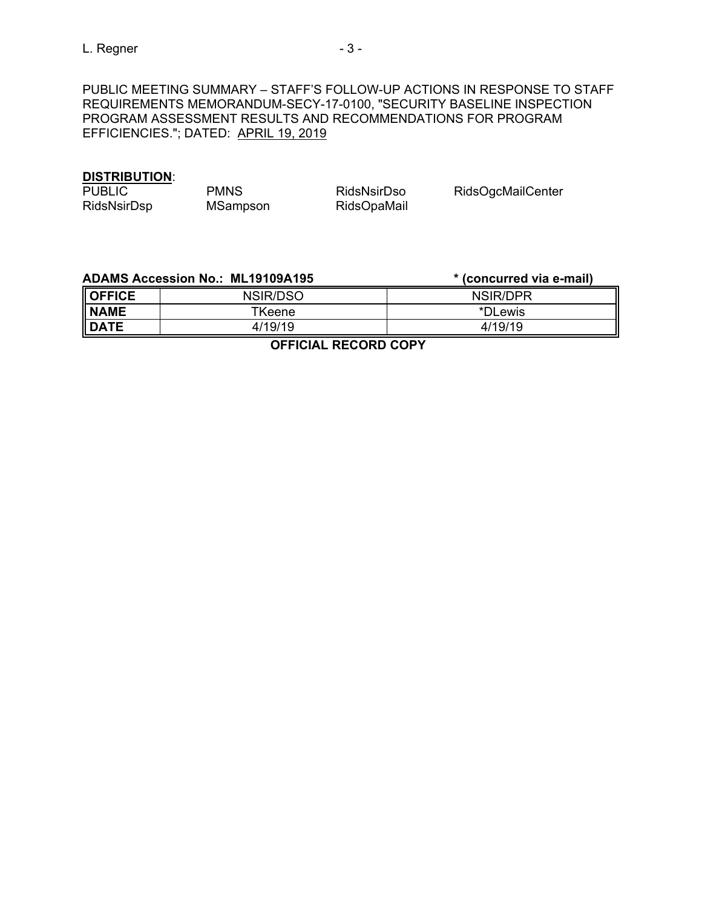PUBLIC MEETING SUMMARY – STAFF'S FOLLOW-UP ACTIONS IN RESPONSE TO STAFF REQUIREMENTS MEMORANDUM-SECY-17-0100, "SECURITY BASELINE INSPECTION PROGRAM ASSESSMENT RESULTS AND RECOMMENDATIONS FOR PROGRAM EFFICIENCIES."; DATED: APRIL 19, 2019

**DISTRIBUTION**:

| | | | |
|---|---|---|---|
| PUBLIC | PMNS | RidsNsirDso | RidsOgcMailCenter |
| RidsNsirDsp | MSampson | RidsOpaMail | |

**ADAMS Accession No.: ML19109A195** **\* (concurred via e-mail)**

| | | |
|---|---|---|
| **OFFICE** | NSIR/DSO | NSIR/DPR |
| **NAME** | TKeene | *DLewis |
| **DATE** | 4/19/19 | 4/19/19 |

**OFFICIAL RECORD COPY**